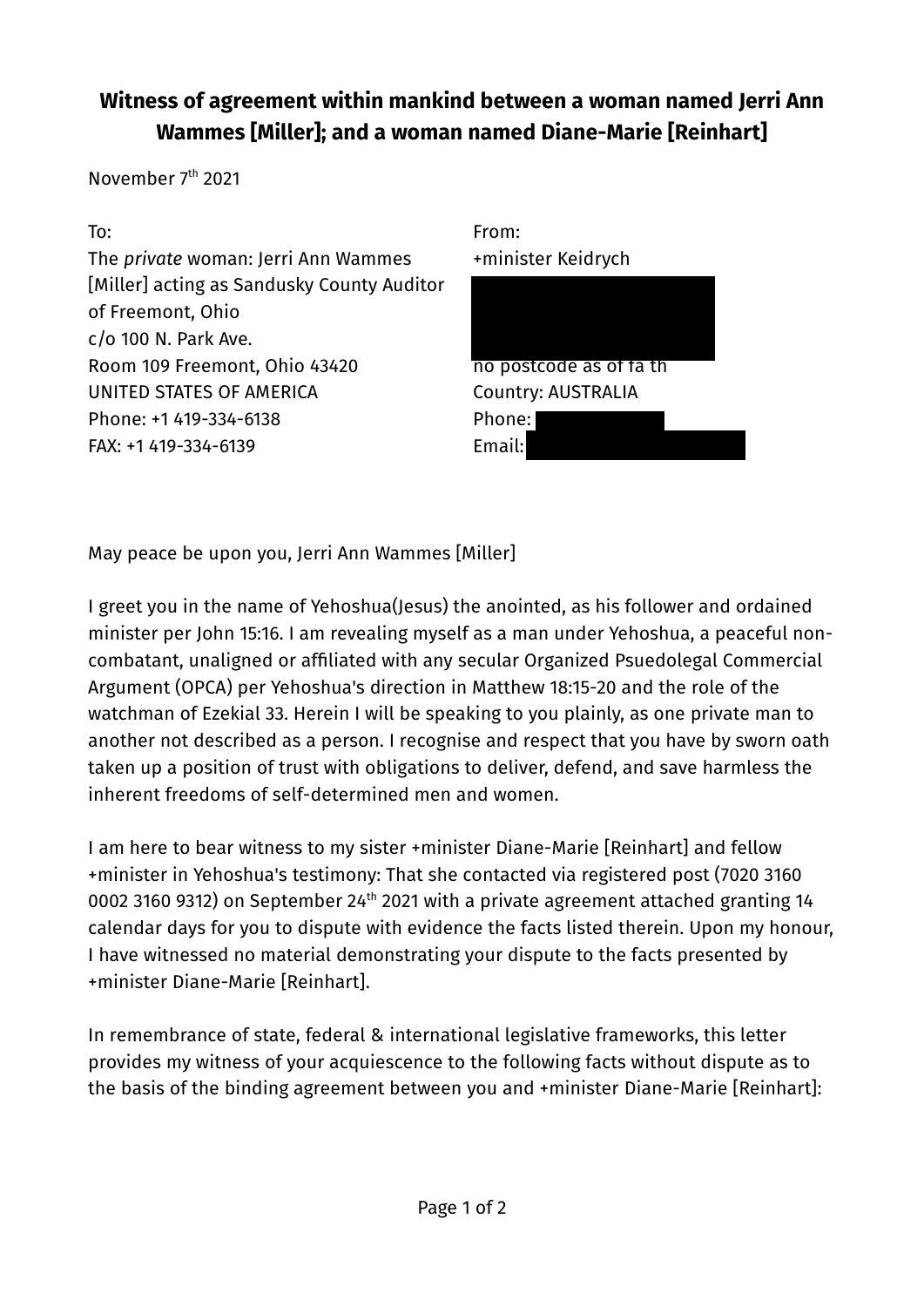# Witness of agreement within mankind between a woman named Jerri Ann Wammes [Miller]; and a woman named Diane-Marie [Reinhart]

November 7th 2021

To:
The *private* woman: Jerri Ann Wammes [Miller] acting as Sandusky County Auditor of Freemont, Ohio
c/o 100 N. Park Ave.
Room 109 Freemont, Ohio 43420
UNITED STATES OF AMERICA
Phone: +1 419-334-6138
FAX: +1 419-334-6139

From:
+minister Keidrych
no postcode as of fa th
Country: AUSTRALIA
Phone:
Email:

May peace be upon you, Jerri Ann Wammes [Miller]

I greet you in the name of Yehoshua(Jesus) the anointed, as his follower and ordained minister per John 15:16. I am revealing myself as a man under Yehoshua, a peaceful non-combatant, unaligned or affiliated with any secular Organized Psuedolegal Commercial Argument (OPCA) per Yehoshua's direction in Matthew 18:15-20 and the role of the watchman of Ezekial 33. Herein I will be speaking to you plainly, as one private man to another not described as a person. I recognise and respect that you have by sworn oath taken up a position of trust with obligations to deliver, defend, and save harmless the inherent freedoms of self-determined men and women.

I am here to bear witness to my sister +minister Diane-Marie [Reinhart] and fellow +minister in Yehoshua's testimony: That she contacted via registered post (7020 3160 0002 3160 9312) on September 24th 2021 with a private agreement attached granting 14 calendar days for you to dispute with evidence the facts listed therein. Upon my honour, I have witnessed no material demonstrating your dispute to the facts presented by +minister Diane-Marie [Reinhart].

In remembrance of state, federal & international legislative frameworks, this letter provides my witness of your acquiescence to the following facts without dispute as to the basis of the binding agreement between you and +minister Diane-Marie [Reinhart]: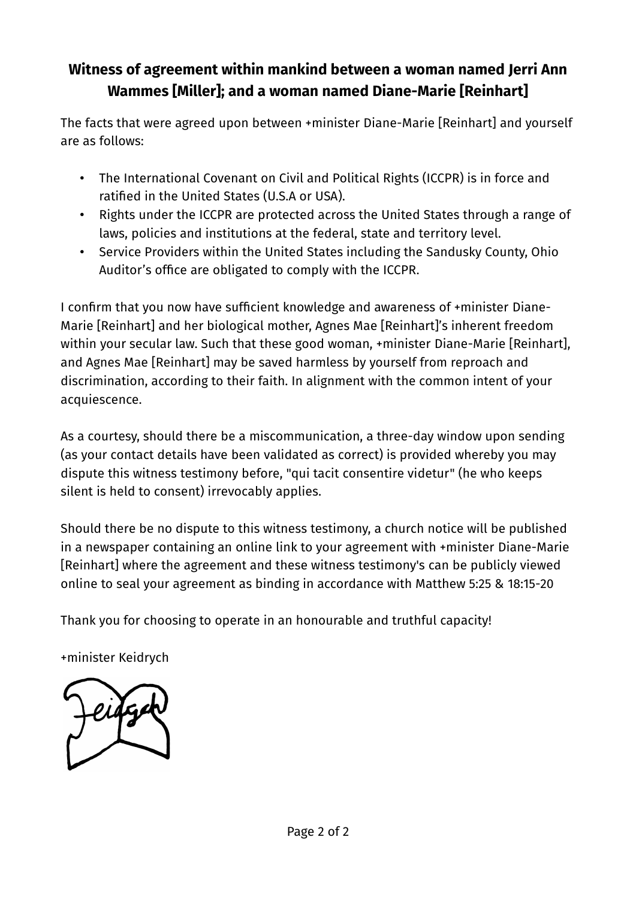## Witness of agreement within mankind between a woman named Jerri Ann Wammes [Miller]; and a woman named Diane-Marie [Reinhart]

The facts that were agreed upon between +minister Diane-Marie [Reinhart] and yourself are as follows:

- The International Covenant on Civil and Political Rights (ICCPR) is in force and ratified in the United States (U.S.A or USA).
- Rights under the ICCPR are protected across the United States through a range of laws, policies and institutions at the federal, state and territory level.
- Service Providers within the United States including the Sandusky County, Ohio Auditor's office are obligated to comply with the ICCPR.

I confirm that you now have sufficient knowledge and awareness of +minister Diane-Marie [Reinhart] and her biological mother, Agnes Mae [Reinhart]'s inherent freedom within your secular law. Such that these good woman, +minister Diane-Marie [Reinhart], and Agnes Mae [Reinhart] may be saved harmless by yourself from reproach and discrimination, according to their faith. In alignment with the common intent of your acquiescence.

As a courtesy, should there be a miscommunication, a three-day window upon sending (as your contact details have been validated as correct) is provided whereby you may dispute this witness testimony before, "qui tacit consentire videtur" (he who keeps silent is held to consent) irrevocably applies.

Should there be no dispute to this witness testimony, a church notice will be published in a newspaper containing an online link to your agreement with +minister Diane-Marie [Reinhart] where the agreement and these witness testimony's can be publicly viewed online to seal your agreement as binding in accordance with Matthew 5:25 & 18:15-20

Thank you for choosing to operate in an honourable and truthful capacity!

+minister Keidrych

Keidrych